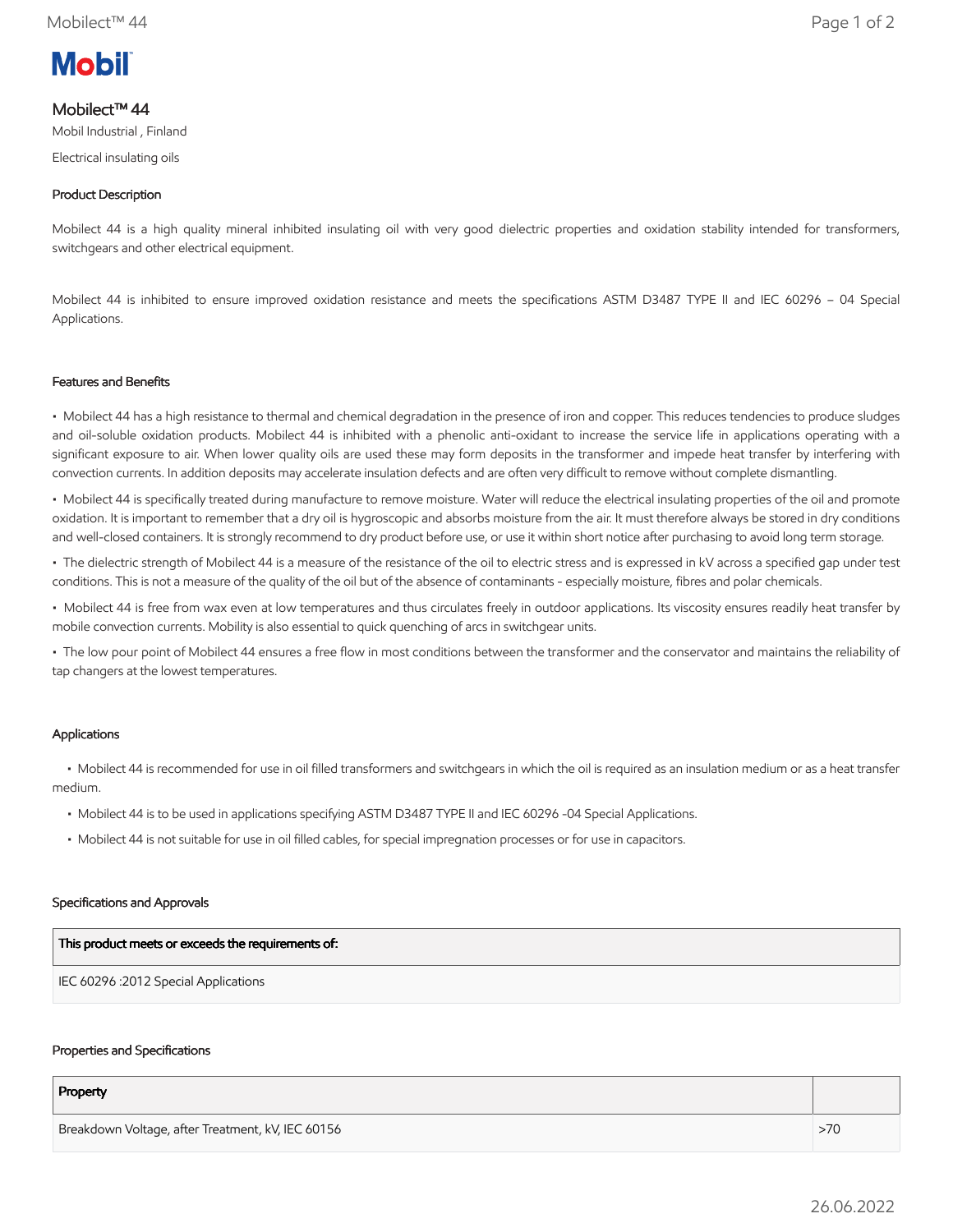# Mobil

## Mobilect™ 44

Mobil Industrial , Finland

Electrical insulating oils

### Product Description

Mobilect 44 is a high quality mineral inhibited insulating oil with very good dielectric properties and oxidation stability intended for transformers, switchgears and other electrical equipment.

Mobilect 44 is inhibited to ensure improved oxidation resistance and meets the specifications ASTM D3487 TYPE II and IEC 60296 – 04 Special Applications.

### Features and Benefits

- Mobilect 44 has a high resistance to thermal and chemical degradation in the presence of iron and copper. This reduces tendencies to produce sludges and oil-soluble oxidation products. Mobilect 44 is inhibited with a phenolic anti-oxidant to increase the service life in applications operating with a significant exposure to air. When lower quality oils are used these may form deposits in the transformer and impede heat transfer by interfering with convection currents. In addition deposits may accelerate insulation defects and are often very difficult to remove without complete dismantling.
- Mobilect 44 is specifically treated during manufacture to remove moisture. Water will reduce the electrical insulating properties of the oil and promote oxidation. It is important to remember that a dry oil is hygroscopic and absorbs moisture from the air. It must therefore always be stored in dry conditions and well-closed containers. It is strongly recommend to dry product before use, or use it within short notice after purchasing to avoid long term storage.
- The dielectric strength of Mobilect 44 is a measure of the resistance of the oil to electric stress and is expressed in kV across a specified gap under test conditions. This is not a measure of the quality of the oil but of the absence of contaminants - especially moisture, fibres and polar chemicals.
- Mobilect 44 is free from wax even at low temperatures and thus circulates freely in outdoor applications. Its viscosity ensures readily heat transfer by mobile convection currents. Mobility is also essential to quick quenching of arcs in switchgear units.
- The low pour point of Mobilect 44 ensures a free flow in most conditions between the transformer and the conservator and maintains the reliability of tap changers at the lowest temperatures.

### Applications

- Mobilect 44 is recommended for use in oil filled transformers and switchgears in which the oil is required as an insulation medium or as a heat transfer medium.
- Mobilect 44 is to be used in applications specifying ASTM D3487 TYPE II and IEC 60296 -04 Special Applications.
- Mobilect 44 is not suitable for use in oil filled cables, for special impregnation processes or for use in capacitors.

### Specifications and Approvals

| This product meets or exceeds the requirements of: |
|---|
| IEC 60296 :2012 Special Applications |

### Properties and Specifications

| Property | |
|---|---|
| Breakdown Voltage, after Treatment, kV, IEC 60156 | >70 |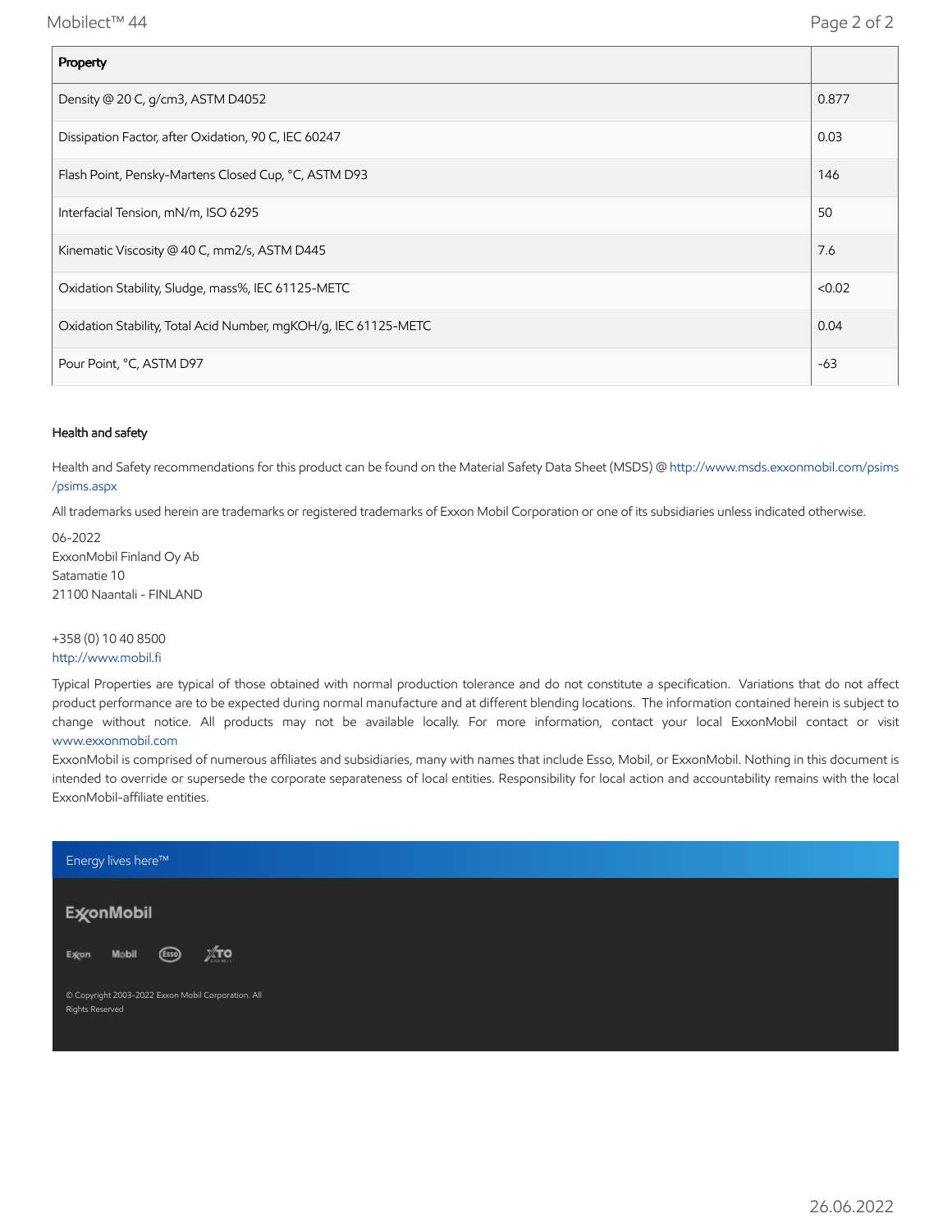| Property | |
|---|---|
| Density @ 20 C, g/cm3, ASTM D4052 | 0.877 |
| Dissipation Factor, after Oxidation, 90 C, IEC 60247 | 0.03 |
| Flash Point, Pensky-Martens Closed Cup, °C, ASTM D93 | 146 |
| Interfacial Tension, mN/m, ISO 6295 | 50 |
| Kinematic Viscosity @ 40 C, mm2/s, ASTM D445 | 7.6 |
| Oxidation Stability, Sludge, mass%, IEC 61125-METC | <0.02 |
| Oxidation Stability, Total Acid Number, mgKOH/g, IEC 61125-METC | 0.04 |
| Pour Point, °C, ASTM D97 | -63 |

### Health and safety

Health and Safety recommendations for this product can be found on the Material Safety Data Sheet (MSDS) @ http://www.msds.exxonmobil.com/psims/psims.aspx

All trademarks used herein are trademarks or registered trademarks of Exxon Mobil Corporation or one of its subsidiaries unless indicated otherwise.

06-2022
ExxonMobil Finland Oy Ab
Satamatie 10
21100 Naantali - FINLAND

+358 (0) 10 40 8500
http://www.mobil.fi

Typical Properties are typical of those obtained with normal production tolerance and do not constitute a specification. Variations that do not affect product performance are to be expected during normal manufacture and at different blending locations. The information contained herein is subject to change without notice. All products may not be available locally. For more information, contact your local ExxonMobil contact or visit www.exxonmobil.com
ExxonMobil is comprised of numerous affiliates and subsidiaries, many with names that include Esso, Mobil, or ExxonMobil. Nothing in this document is intended to override or supersede the corporate separateness of local entities. Responsibility for local action and accountability remains with the local ExxonMobil-affiliate entities.

Energy lives here™

ExxonMobil

Exxon Mobil Esso XTO

© Copyright 2003-2022 Exxon Mobil Corporation. All Rights Reserved